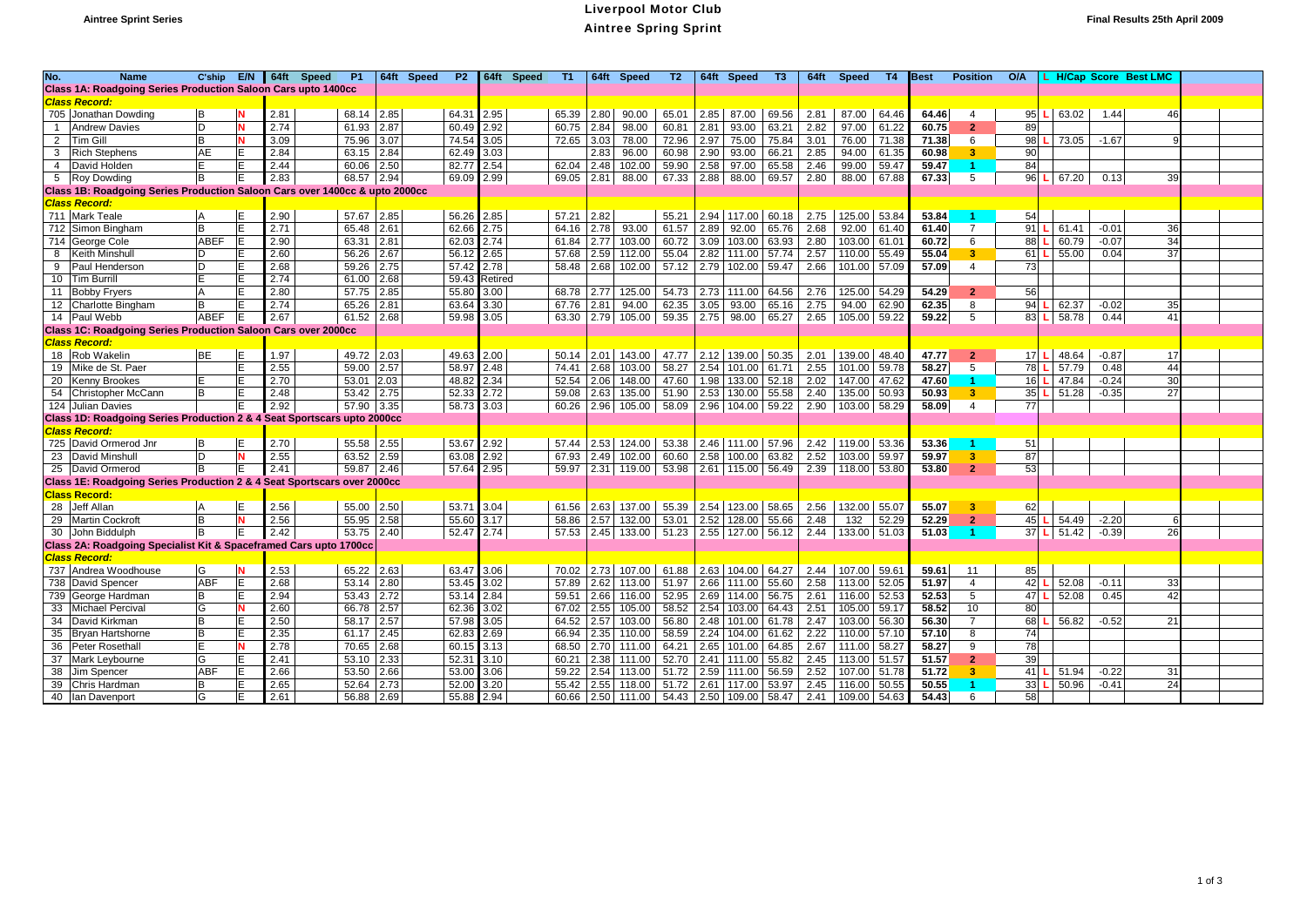# Liverpool Motor Club

## Aintree Spring Sprint

Aintree Sprint Series

Final Results 25th April 2009

| No. | Name | C'ship | E/N | 64ft | Speed | P1 | 64ft | Speed | P2 | 64ft | Speed | T1 | 64ft | Speed | T2 | 64ft | Speed | T3 | 64ft | Speed | T4 | Best | Position | O/A | L | H/Cap | Score | Best LMC |
|---|---|---|---|---|---|---|---|---|---|---|---|---|---|---|---|---|---|---|---|---|---|---|---|---|---|---|---|---|
| **Class 1A: Roadgoing Series Production Saloon Cars upto 1400cc** | | | | | | | | | | | | | | | | | | | | | | | | | | | | |
| ***Class Record:*** | | | | | | | | | | | | | | | | | | | | | | | | | | | | |
| 705 | Jonathan Dowding | B | N | 2.81 | | 68.14 | 2.85 | | 64.31 | 2.95 | | 65.39 | 2.80 | 90.00 | 65.01 | 2.85 | 87.00 | 69.56 | 2.81 | 87.00 | 64.46 | 64.46 | 4 | 95 | L | 63.02 | 1.44 | 46 |
| 1 | Andrew Davies | D | N | 2.74 | | 61.93 | 2.87 | | 60.49 | 2.92 | | 60.75 | 2.84 | 98.00 | 60.81 | 2.81 | 93.00 | 63.21 | 2.82 | 97.00 | 61.22 | 60.75 | 2 | 89 | | | | |
| 2 | Tim Gill | B | N | 3.09 | | 75.96 | 3.07 | | 74.54 | 3.05 | | 72.65 | 3.03 | 78.00 | 72.96 | 2.97 | 75.00 | 75.84 | 3.01 | 76.00 | 71.38 | 71.38 | 6 | 98 | L | 73.05 | -1.67 | 9 |
| 3 | Rich Stephens | AE | E | 2.84 | | 63.15 | 2.84 | | 62.49 | 3.03 | | | 2.83 | 96.00 | 60.98 | 2.90 | 93.00 | 66.21 | 2.85 | 94.00 | 61.35 | 60.98 | 3 | 90 | | | | |
| 4 | David Holden | E | E | 2.44 | | 60.06 | 2.50 | | 82.77 | 2.54 | | 62.04 | 2.48 | 102.00 | 59.90 | 2.58 | 97.00 | 65.58 | 2.46 | 99.00 | 59.47 | 59.47 | 1 | 84 | | | | |
| 5 | Roy Dowding | B | E | 2.83 | | 68.57 | 2.94 | | 69.09 | 2.99 | | 69.05 | 2.81 | 88.00 | 67.33 | 2.88 | 88.00 | 69.57 | 2.80 | 88.00 | 67.88 | 67.33 | 5 | 96 | L | 67.20 | 0.13 | 39 |
| **Class 1B: Roadgoing Series Production Saloon Cars over 1400cc & upto 2000cc** | | | | | | | | | | | | | | | | | | | | | | | | | | | | |
| ***Class Record:*** | | | | | | | | | | | | | | | | | | | | | | | | | | | | |
| 711 | Mark Teale | A | E | 2.90 | | 57.67 | 2.85 | | 56.26 | 2.85 | | 57.21 | 2.82 | | 55.21 | 2.94 | 117.00 | 60.18 | 2.75 | 125.00 | 53.84 | 53.84 | 1 | 54 | | | | |
| 712 | Simon Bingham | B | E | 2.71 | | 65.48 | 2.61 | | 62.66 | 2.75 | | 64.16 | 2.78 | 93.00 | 61.57 | 2.89 | 92.00 | 65.76 | 2.68 | 92.00 | 61.40 | 61.40 | 7 | 91 | L | 61.41 | -0.01 | 36 |
| 714 | George Cole | ABEF | E | 2.90 | | 63.31 | 2.81 | | 62.03 | 2.74 | | 61.84 | 2.77 | 103.00 | 60.72 | 3.09 | 103.00 | 63.93 | 2.80 | 103.00 | 61.01 | 60.72 | 6 | 88 | L | 60.79 | -0.07 | 34 |
| 8 | Keith Minshull | D | E | 2.60 | | 56.26 | 2.67 | | 56.12 | 2.65 | | 57.68 | 2.59 | 112.00 | 55.04 | 2.82 | 111.00 | 57.74 | 2.57 | 110.00 | 55.49 | 55.04 | 3 | 61 | L | 55.00 | 0.04 | 37 |
| 9 | Paul Henderson | D | E | 2.68 | | 59.26 | 2.75 | | 57.42 | 2.78 | | 58.48 | 2.68 | 102.00 | 57.12 | 2.79 | 102.00 | 59.47 | 2.66 | 101.00 | 57.09 | 57.09 | 4 | 73 | | | | |
| 10 | Tim Burrill | E | E | 2.74 | | 61.00 | 2.68 | | 59.43 | Retired | | | | | | | | | | | | | | | | | | |
| 11 | Bobby Fryers | A | E | 2.80 | | 57.75 | 2.85 | | 55.80 | 3.00 | | 68.78 | 2.77 | 125.00 | 54.73 | 2.73 | 111.00 | 64.56 | 2.76 | 125.00 | 54.29 | 54.29 | 2 | 56 | | | | |
| 12 | Charlotte Bingham | B | E | 2.74 | | 65.26 | 2.81 | | 63.64 | 3.30 | | 67.76 | 2.81 | 94.00 | 62.35 | 3.05 | 93.00 | 65.16 | 2.75 | 94.00 | 62.90 | 62.35 | 8 | 94 | L | 62.37 | -0.02 | 35 |
| 14 | Paul Webb | ABEF | E | 2.67 | | 61.52 | 2.68 | | 59.98 | 3.05 | | 63.30 | 2.79 | 105.00 | 59.35 | 2.75 | 98.00 | 65.27 | 2.65 | 105.00 | 59.22 | 59.22 | 5 | 83 | L | 58.78 | 0.44 | 41 |
| **Class 1C: Roadgoing Series Production Saloon Cars over 2000cc** | | | | | | | | | | | | | | | | | | | | | | | | | | | | |
| ***Class Record:*** | | | | | | | | | | | | | | | | | | | | | | | | | | | | |
| 18 | Rob Wakelin | BE | E | 1.97 | | 49.72 | 2.03 | | 49.63 | 2.00 | | 50.14 | 2.01 | 143.00 | 47.77 | 2.12 | 139.00 | 50.35 | 2.01 | 139.00 | 48.40 | 47.77 | 2 | 17 | L | 48.64 | -0.87 | 17 |
| 19 | Mike de St. Paer | | E | 2.55 | | 59.00 | 2.57 | | 58.97 | 2.48 | | 74.41 | 2.68 | 103.00 | 58.27 | 2.54 | 101.00 | 61.71 | 2.55 | 101.00 | 59.78 | 58.27 | 5 | 78 | L | 57.79 | 0.48 | 44 |
| 20 | Kenny Brookes | E | E | 2.70 | | 53.01 | 2.03 | | 48.82 | 2.34 | | 52.54 | 2.06 | 148.00 | 47.60 | 1.98 | 133.00 | 52.18 | 2.02 | 147.00 | 47.62 | 47.60 | 1 | 16 | L | 47.84 | -0.24 | 30 |
| 54 | Christopher McCann | B | E | 2.48 | | 53.42 | 2.75 | | 52.33 | 2.72 | | 59.08 | 2.63 | 135.00 | 51.90 | 2.53 | 130.00 | 55.58 | 2.40 | 135.00 | 50.93 | 50.93 | 3 | 35 | L | 51.28 | -0.35 | 27 |
| 124 | Julian Davies | | E | 2.92 | | 57.90 | 3.35 | | 58.73 | 3.03 | | 60.26 | 2.96 | 105.00 | 58.09 | 2.96 | 104.00 | 59.22 | 2.90 | 103.00 | 58.29 | 58.09 | 4 | 77 | | | | |
| **Class 1D: Roadgoing Series Production 2 & 4 Seat Sportscars upto 2000cc** | | | | | | | | | | | | | | | | | | | | | | | | | | | | |
| ***Class Record:*** | | | | | | | | | | | | | | | | | | | | | | | | | | | | |
| 725 | David Ormerod Jnr | B | E | 2.70 | | 55.58 | 2.55 | | 53.67 | 2.92 | | 57.44 | 2.53 | 124.00 | 53.38 | 2.46 | 111.00 | 57.96 | 2.42 | 119.00 | 53.36 | 53.36 | 1 | 51 | | | | |
| 23 | David Minshull | D | N | 2.55 | | 63.52 | 2.59 | | 63.08 | 2.92 | | 67.93 | 2.49 | 102.00 | 60.60 | 2.58 | 100.00 | 63.82 | 2.52 | 103.00 | 59.97 | 59.97 | 3 | 87 | | | | |
| 25 | David Ormerod | B | E | 2.41 | | 59.87 | 2.46 | | 57.64 | 2.95 | | 59.97 | 2.31 | 119.00 | 53.98 | 2.61 | 115.00 | 56.49 | 2.39 | 118.00 | 53.80 | 53.80 | 2 | 53 | | | | |
| **Class 1E: Roadgoing Series Production 2 & 4 Seat Sportscars over 2000cc** | | | | | | | | | | | | | | | | | | | | | | | | | | | | |
| ***Class Record:*** | | | | | | | | | | | | | | | | | | | | | | | | | | | | |
| 28 | Jeff Allan | A | E | 2.56 | | 55.00 | 2.50 | | 53.71 | 3.04 | | 61.56 | 2.63 | 137.00 | 55.39 | 2.54 | 123.00 | 58.65 | 2.56 | 132.00 | 55.07 | 55.07 | 3 | 62 | | | | |
| 29 | Martin Cockroft | B | N | 2.56 | | 55.95 | 2.58 | | 55.60 | 3.17 | | 58.86 | 2.57 | 132.00 | 53.01 | 2.52 | 128.00 | 55.66 | 2.48 | 132 | 52.29 | 52.29 | 2 | 45 | L | 54.49 | -2.20 | 6 |
| 30 | John Biddulph | B | E | 2.42 | | 53.75 | 2.40 | | 52.47 | 2.74 | | 57.53 | 2.45 | 133.00 | 51.23 | 2.55 | 127.00 | 56.12 | 2.44 | 133.00 | 51.03 | 51.03 | 1 | 37 | L | 51.42 | -0.39 | 26 |
| **Class 2A: Roadgoing Specialist Kit & Spaceframed Cars upto 1700cc** | | | | | | | | | | | | | | | | | | | | | | | | | | | | |
| ***Class Record:*** | | | | | | | | | | | | | | | | | | | | | | | | | | | | |
| 737 | Andrea Woodhouse | G | N | 2.53 | | 65.22 | 2.63 | | 63.47 | 3.06 | | 70.02 | 2.73 | 107.00 | 61.88 | 2.63 | 104.00 | 64.27 | 2.44 | 107.00 | 59.61 | 59.61 | 11 | 85 | | | | |
| 738 | David Spencer | ABF | E | 2.68 | | 53.14 | 2.80 | | 53.45 | 3.02 | | 57.89 | 2.62 | 113.00 | 51.97 | 2.66 | 111.00 | 55.60 | 2.58 | 113.00 | 52.05 | 51.97 | 4 | 42 | L | 52.08 | -0.11 | 33 |
| 739 | George Hardman | B | E | 2.94 | | 53.43 | 2.72 | | 53.14 | 2.84 | | 59.51 | 2.66 | 116.00 | 52.95 | 2.69 | 114.00 | 56.75 | 2.61 | 116.00 | 52.53 | 52.53 | 5 | 47 | L | 52.08 | 0.45 | 42 |
| 33 | Michael Percival | G | N | 2.60 | | 66.78 | 2.57 | | 62.36 | 3.02 | | 67.02 | 2.55 | 105.00 | 58.52 | 2.54 | 103.00 | 64.43 | 2.51 | 105.00 | 59.17 | 58.52 | 10 | 80 | | | | |
| 34 | David Kirkman | B | E | 2.50 | | 58.17 | 2.57 | | 57.98 | 3.05 | | 64.52 | 2.57 | 103.00 | 56.80 | 2.48 | 101.00 | 61.78 | 2.47 | 103.00 | 56.30 | 56.30 | 7 | 68 | L | 56.82 | -0.52 | 21 |
| 35 | Bryan Hartshorne | B | E | 2.35 | | 61.17 | 2.45 | | 62.83 | 2.69 | | 66.94 | 2.35 | 110.00 | 58.59 | 2.24 | 104.00 | 61.62 | 2.22 | 110.00 | 57.10 | 57.10 | 8 | 74 | | | | |
| 36 | Peter Rosethall | E | N | 2.78 | | 70.65 | 2.68 | | 60.15 | 3.13 | | 68.50 | 2.70 | 111.00 | 64.21 | 2.65 | 101.00 | 64.85 | 2.67 | 111.00 | 58.27 | 58.27 | 9 | 78 | | | | |
| 37 | Mark Leybourne | G | E | 2.41 | | 53.10 | 2.33 | | 52.31 | 3.10 | | 60.21 | 2.38 | 111.00 | 52.70 | 2.41 | 111.00 | 55.82 | 2.45 | 113.00 | 51.57 | 51.57 | 2 | 39 | | | | |
| 38 | Jim Spencer | ABF | E | 2.66 | | 53.50 | 2.66 | | 53.00 | 3.06 | | 59.22 | 2.54 | 113.00 | 51.72 | 2.59 | 111.00 | 56.59 | 2.52 | 107.00 | 51.78 | 51.72 | 3 | 41 | L | 51.94 | -0.22 | 31 |
| 39 | Chris Hardman | B | E | 2.65 | | 52.64 | 2.73 | | 52.00 | 3.20 | | 55.42 | 2.55 | 118.00 | 51.72 | 2.61 | 117.00 | 53.97 | 2.45 | 116.00 | 50.55 | 50.55 | 1 | 33 | L | 50.96 | -0.41 | 24 |
| 40 | Ian Davenport | G | E | 2.61 | | 56.88 | 2.69 | | 55.88 | 2.94 | | 60.66 | 2.50 | 111.00 | 54.43 | 2.50 | 109.00 | 58.47 | 2.41 | 109.00 | 54.63 | 54.43 | 6 | 58 | | | | |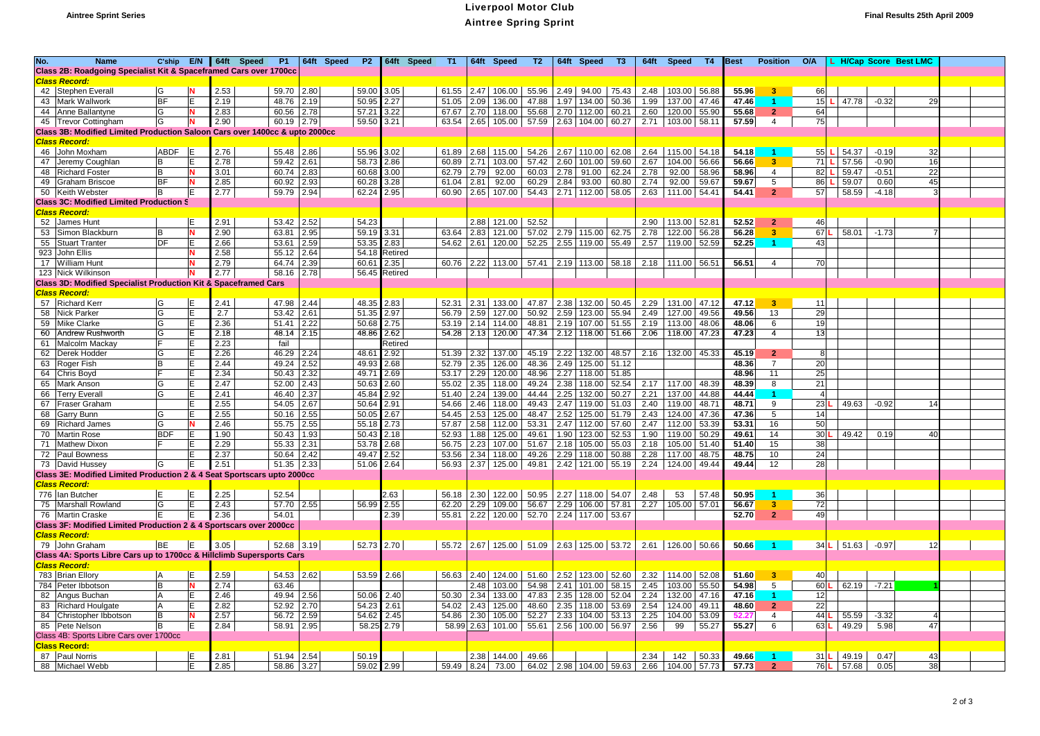# Aintree Sprint Series

## Liverpool Motor Club

## Aintree Spring Sprint

Final Results 25th April 2009

| No. | Name | C'ship | E/N | 64ft | Speed | P1 | 64ft | Speed | P2 | 64ft | Speed | T1 | 64ft | Speed | T2 | 64ft | Speed | T3 | 64ft | Speed | T4 | Best | Position | O/A | L | H/Cap | Score | Best LMC |
|---|---|---|---|---|---|---|---|---|---|---|---|---|---|---|---|---|---|---|---|---|---|---|---|---|---|---|---|---|
| **Class 2B: Roadgoing Specialist Kit & Spaceframed Cars over 1700cc** | | | | | | | | | | | | | | | | | | | | | | | | | | | | |
| *Class Record:* | | | | | | | | | | | | | | | | | | | | | | | | | | | | |
| 42 | Stephen Everall | G | N | 2.53 | | 59.70 | 2.80 | | 59.00 | 3.05 | | 61.55 | 2.47 | 106.00 | 55.96 | 2.49 | 94.00 | 75.43 | 2.48 | 103.00 | 56.88 | 55.96 | 3 | 66 | | | | |
| 43 | Mark Wallwork | BF | E | 2.19 | | 48.76 | 2.19 | | 50.95 | 2.27 | | 51.05 | 2.09 | 136.00 | 47.88 | 1.97 | 134.00 | 50.36 | 1.99 | 137.00 | 47.46 | 47.46 | 1 | 15 | L | 47.78 | -0.32 | 29 |
| 44 | Anne Ballantyne | G | N | 2.83 | | 60.56 | 2.78 | | 57.21 | 3.22 | | 67.67 | 2.70 | 118.00 | 55.68 | 2.70 | 112.00 | 60.21 | 2.60 | 120.00 | 55.90 | 55.68 | 2 | 64 | | | | |
| 45 | Trevor Cottingham | G | N | 2.90 | | 60.19 | 2.79 | | 59.50 | 3.21 | | 63.54 | 2.65 | 105.00 | 57.59 | 2.63 | 104.00 | 60.27 | 2.71 | 103.00 | 58.11 | 57.59 | 4 | 75 | | | | |
| **Class 3B: Modified Limited Production Saloon Cars over 1400cc & upto 2000cc** | | | | | | | | | | | | | | | | | | | | | | | | | | | | |
| *Class Record:* | | | | | | | | | | | | | | | | | | | | | | | | | | | | |
| 46 | John Moxham | ABDF | E | 2.76 | | 55.48 | 2.86 | | 55.96 | 3.02 | | 61.89 | 2.68 | 115.00 | 54.26 | 2.67 | 110.00 | 62.08 | 2.64 | 115.00 | 54.18 | 54.18 | 1 | 55 | L | 54.37 | -0.19 | 32 |
| 47 | Jeremy Coughlan | B | E | 2.78 | | 59.42 | 2.61 | | 58.73 | 2.86 | | 60.89 | 2.71 | 103.00 | 57.42 | 2.60 | 101.00 | 59.60 | 2.67 | 104.00 | 56.66 | 56.66 | 3 | 71 | L | 57.56 | -0.90 | 16 |
| 48 | Richard Foster | B | N | 3.01 | | 60.74 | 2.83 | | 60.68 | 3.00 | | 62.79 | 2.79 | 92.00 | 60.03 | 2.78 | 91.00 | 62.24 | 2.78 | 92.00 | 58.96 | 58.96 | 4 | 82 | L | 59.47 | -0.51 | 22 |
| 49 | Graham Briscoe | BF | N | 2.85 | | 60.92 | 2.93 | | 60.28 | 3.28 | | 61.04 | 2.81 | 92.00 | 60.29 | 2.84 | 93.00 | 60.80 | 2.74 | 92.00 | 59.67 | 59.67 | 5 | 86 | L | 59.07 | 0.60 | 45 |
| 50 | Keith Webster | B | E | 2.77 | | 59.79 | 2.94 | | 62.24 | 2.95 | | 60.90 | 2.65 | 107.00 | 54.43 | 2.71 | 112.00 | 58.05 | 2.63 | 111.00 | 54.41 | 54.41 | 2 | 57 | | 58.59 | -4.18 | 3 |
| **Class 3C: Modified Limited Production S** | | | | | | | | | | | | | | | | | | | | | | | | | | | | |
| *Class Record:* | | | | | | | | | | | | | | | | | | | | | | | | | | | | |
| 52 | James Hunt | | E | 2.91 | | 53.42 | 2.52 | | 54.23 | | | | 2.88 | 121.00 | 52.52 | | | | 2.90 | 113.00 | 52.81 | 52.52 | 2 | 46 | | | | |
| 53 | Simon Blackburn | B | N | 2.90 | | 63.81 | 2.95 | | 59.19 | 3.31 | | 63.64 | 2.83 | 121.00 | 57.02 | 2.79 | 115.00 | 62.75 | 2.78 | 122.00 | 56.28 | 56.28 | 3 | 67 | L | 58.01 | -1.73 | 7 |
| 55 | Stuart Tranter | DF | E | 2.66 | | 53.61 | 2.59 | | 53.35 | 2.83 | | 54.62 | 2.61 | 120.00 | 52.25 | 2.55 | 119.00 | 55.49 | 2.57 | 119.00 | 52.59 | 52.25 | 1 | 43 | | | | |
| 923 | John Ellis | | N | 2.58 | | 55.12 | 2.64 | | 54.18 | Retired | | | | | | | | | | | | | | | | | | |
| 17 | William Hunt | | N | 2.79 | | 64.74 | 2.39 | | 60.61 | 2.35 | | 60.76 | 2.22 | 113.00 | 57.41 | 2.19 | 113.00 | 58.18 | 2.18 | 111.00 | 56.51 | 56.51 | 4 | 70 | | | | |
| 123 | Nick Wilkinson | | N | 2.77 | | 58.16 | 2.78 | | 56.45 | Retired | | | | | | | | | | | | | | | | | | |
| **Class 3D: Modified Specialist Production Kit & Spaceframed Cars** | | | | | | | | | | | | | | | | | | | | | | | | | | | | |
| *Class Record:* | | | | | | | | | | | | | | | | | | | | | | | | | | | | |
| 57 | Richard Kerr | G | E | 2.41 | | 47.98 | 2.44 | | 48.35 | 2.83 | | 52.31 | 2.31 | 133.00 | 47.87 | 2.38 | 132.00 | 50.45 | 2.29 | 131.00 | 47.12 | 47.12 | 3 | 11 | | | | |
| 58 | Nick Parker | G | E | 2.7 | | 53.42 | 2.61 | | 51.35 | 2.97 | | 56.79 | 2.59 | 127.00 | 50.92 | 2.59 | 123.00 | 55.94 | 2.49 | 127.00 | 49.56 | 49.56 | 13 | 29 | | | | |
| 59 | Mike Clarke | G | E | 2.36 | | 51.41 | 2.22 | | 50.68 | 2.75 | | 53.19 | 2.14 | 114.00 | 48.81 | 2.19 | 107.00 | 51.55 | 2.19 | 113.00 | 48.06 | 48.06 | 6 | 19 | | | | |
| 60 | Andrew Rushworth | G | E | 2.18 | | 48.14 | 2.15 | | 48.86 | 2.62 | | 54.28 | 2.13 | 120.00 | 47.34 | 2.12 | 118.00 | 51.66 | 2.06 | 118.00 | 47.23 | 47.23 | 4 | 13 | | | | |
| 61 | Malcolm Mackay | F | E | 2.23 | | fail | | | | Retired | | | | | | | | | | | | | | | | | | |
| 62 | Derek Hodder | G | E | 2.26 | | 46.29 | 2.24 | | 48.61 | 2.92 | | 51.39 | 2.32 | 137.00 | 45.19 | 2.22 | 132.00 | 48.57 | 2.16 | 132.00 | 45.33 | 45.19 | 2 | 8 | | | | |
| 63 | Roger Fish | B | E | 2.44 | | 49.24 | 2.52 | | 49.93 | 2.68 | | 52.79 | 2.35 | 126.00 | 48.36 | 2.49 | 125.00 | 51.12 | | | | 48.36 | 7 | 20 | | | | |
| 64 | Chris Boyd | F | E | 2.34 | | 50.43 | 2.32 | | 49.71 | 2.69 | | 53.17 | 2.29 | 120.00 | 48.96 | 2.27 | 118.00 | 51.85 | | | | 48.96 | 11 | 25 | | | | |
| 65 | Mark Anson | G | E | 2.47 | | 52.00 | 2.43 | | 50.63 | 2.60 | | 55.02 | 2.35 | 118.00 | 49.24 | 2.38 | 118.00 | 52.54 | 2.17 | 117.00 | 48.39 | 48.39 | 8 | 21 | | | | |
| 66 | Terry Everall | G | E | 2.41 | | 46.40 | 2.37 | | 45.84 | 2.92 | | 51.40 | 2.24 | 139.00 | 44.44 | 2.25 | 132.00 | 50.27 | 2.21 | 137.00 | 44.88 | 44.44 | 1 | 4 | | | | |
| 67 | Fraser Graham | | E | 2.55 | | 54.05 | 2.67 | | 50.64 | 2.91 | | 54.66 | 2.46 | 118.00 | 49.43 | 2.47 | 119.00 | 51.03 | 2.40 | 119.00 | 48.71 | 48.71 | 9 | 23 | L | 49.63 | -0.92 | 14 |
| 68 | Garry Bunn | G | E | 2.55 | | 50.16 | 2.55 | | 50.05 | 2.67 | | 54.45 | 2.53 | 125.00 | 48.47 | 2.52 | 125.00 | 51.79 | 2.43 | 124.00 | 47.36 | 47.36 | 5 | 14 | | | | |
| 69 | Richard James | G | N | 2.46 | | 55.75 | 2.55 | | 55.18 | 2.73 | | 57.87 | 2.58 | 112.00 | 53.31 | 2.47 | 112.00 | 57.60 | 2.47 | 112.00 | 53.39 | 53.31 | 16 | 50 | | | | |
| 70 | Martin Rose | BDF | E | 1.90 | | 50.43 | 1.93 | | 50.43 | 2.18 | | 52.93 | 1.88 | 125.00 | 49.61 | 1.90 | 123.00 | 52.53 | 1.90 | 119.00 | 50.29 | 49.61 | 14 | 30 | L | 49.42 | 0.19 | 40 |
| 71 | Mathew Dixon | F | E | 2.29 | | 55.33 | 2.31 | | 53.78 | 2.68 | | 56.75 | 2.23 | 107.00 | 51.67 | 2.18 | 105.00 | 55.03 | 2.18 | 105.00 | 51.40 | 51.40 | 15 | 38 | | | | |
| 72 | Paul Bowness | | E | 2.37 | | 50.64 | 2.42 | | 49.47 | 2.52 | | 53.56 | 2.34 | 118.00 | 49.26 | 2.29 | 118.00 | 50.88 | 2.28 | 117.00 | 48.75 | 48.75 | 10 | 24 | | | | |
| 73 | David Hussey | G | E | 2.51 | | 51.35 | 2.33 | | 51.06 | 2.64 | | 56.93 | 2.37 | 125.00 | 49.81 | 2.42 | 121.00 | 55.19 | 2.24 | 124.00 | 49.44 | 49.44 | 12 | 28 | | | | |
| **Class 3E: Modified Limited Production 2 & 4 Seat Sportscars upto 2000cc** | | | | | | | | | | | | | | | | | | | | | | | | | | | | |
| *Class Record:* | | | | | | | | | | | | | | | | | | | | | | | | | | | | |
| 776 | Ian Butcher | E | E | 2.25 | | 52.54 | | | | 2.63 | | 56.18 | 2.30 | 122.00 | 50.95 | 2.27 | 118.00 | 54.07 | 2.48 | 53 | 57.48 | 50.95 | 1 | 36 | | | | |
| 75 | Marshall Rowland | G | E | 2.43 | | 57.70 | 2.55 | | 56.99 | 2.55 | | 62.20 | 2.29 | 109.00 | 56.67 | 2.29 | 106.00 | 57.81 | 2.27 | 105.00 | 57.01 | 56.67 | 3 | 72 | | | | |
| 76 | Martin Craske | E | E | 2.36 | | 54.01 | | | | 2.39 | | 55.81 | 2.22 | 120.00 | 52.70 | 2.24 | 117.00 | 53.67 | | | | 52.70 | 2 | 49 | | | | |
| **Class 3F: Modified Limited Production 2 & 4 Sportscars over 2000cc** | | | | | | | | | | | | | | | | | | | | | | | | | | | | |
| *Class Record:* | | | | | | | | | | | | | | | | | | | | | | | | | | | | |
| 79 | John Graham | BE | E | 3.05 | | 52.68 | 3.19 | | 52.73 | 2.70 | | 55.72 | 2.67 | 125.00 | 51.09 | 2.63 | 125.00 | 53.72 | 2.61 | 126.00 | 50.66 | 50.66 | 1 | 34 | L | 51.63 | -0.97 | 12 |
| **Class 4A: Sports Libre Cars up to 1700cc & Hillclimb Supersports Cars** | | | | | | | | | | | | | | | | | | | | | | | | | | | | |
| *Class Record:* | | | | | | | | | | | | | | | | | | | | | | | | | | | | |
| 783 | Brian Ellory | A | E | 2.59 | | 54.53 | 2.62 | | 53.59 | 2.66 | | 56.63 | 2.40 | 124.00 | 51.60 | 2.52 | 123.00 | 52.60 | 2.32 | 114.00 | 52.08 | 51.60 | 3 | 40 | | | | |
| 784 | Peter Ibbotson | B | N | 2.74 | | 63.46 | | | | | | | 2.48 | 103.00 | 54.98 | 2.41 | 101.00 | 58.15 | 2.45 | 103.00 | 55.50 | 54.98 | 5 | 60 | L | 62.19 | -7.21 | 1 |
| 82 | Angus Buchan | A | E | 2.46 | | 49.94 | 2.56 | | 50.06 | 2.40 | | 50.30 | 2.34 | 133.00 | 47.83 | 2.35 | 128.00 | 52.04 | 2.24 | 132.00 | 47.16 | 47.16 | 1 | 12 | | | | |
| 83 | Richard Houlgate | A | E | 2.82 | | 52.92 | 2.70 | | 54.23 | 2.61 | | 54.02 | 2.43 | 125.00 | 48.60 | 2.35 | 118.00 | 53.69 | 2.54 | 124.00 | 49.11 | 48.60 | 2 | 22 | | | | |
| 84 | Christopher Ibbotson | B | N | 2.57 | | 56.72 | 2.59 | | 54.62 | 2.45 | | 54.86 | 2.30 | 105.00 | 52.27 | 2.33 | 104.00 | 53.13 | 2.25 | 104.00 | 53.09 | 52.27 | 4 | 44 | L | 55.59 | -3.32 | 4 |
| 85 | Pete Nelson | B | E | 2.84 | | 58.91 | 2.95 | | 58.25 | 2.79 | | 58.99 | 2.63 | 101.00 | 55.61 | 2.56 | 100.00 | 56.97 | 2.56 | 99 | 55.27 | 55.27 | 6 | 63 | L | 49.29 | 5.98 | 47 |
| Class 4B: Sports Libre Cars over 1700cc | | | | | | | | | | | | | | | | | | | | | | | | | | | | |
| *Class Record:* | | | | | | | | | | | | | | | | | | | | | | | | | | | | |
| 87 | Paul Norris | | E | 2.81 | | 51.94 | 2.54 | | 50.19 | | | | 2.38 | 144.00 | 49.66 | | | | 2.34 | 142 | 50.33 | 49.66 | 1 | 31 | L | 49.19 | 0.47 | 43 |
| 88 | Michael Webb | | E | 2.85 | | 58.86 | 3.27 | | 59.02 | 2.99 | | 59.49 | 8.24 | 73.00 | 64.02 | 2.98 | 104.00 | 59.63 | 2.66 | 104.00 | 57.73 | 57.73 | 2 | 76 | L | 57.68 | 0.05 | 38 |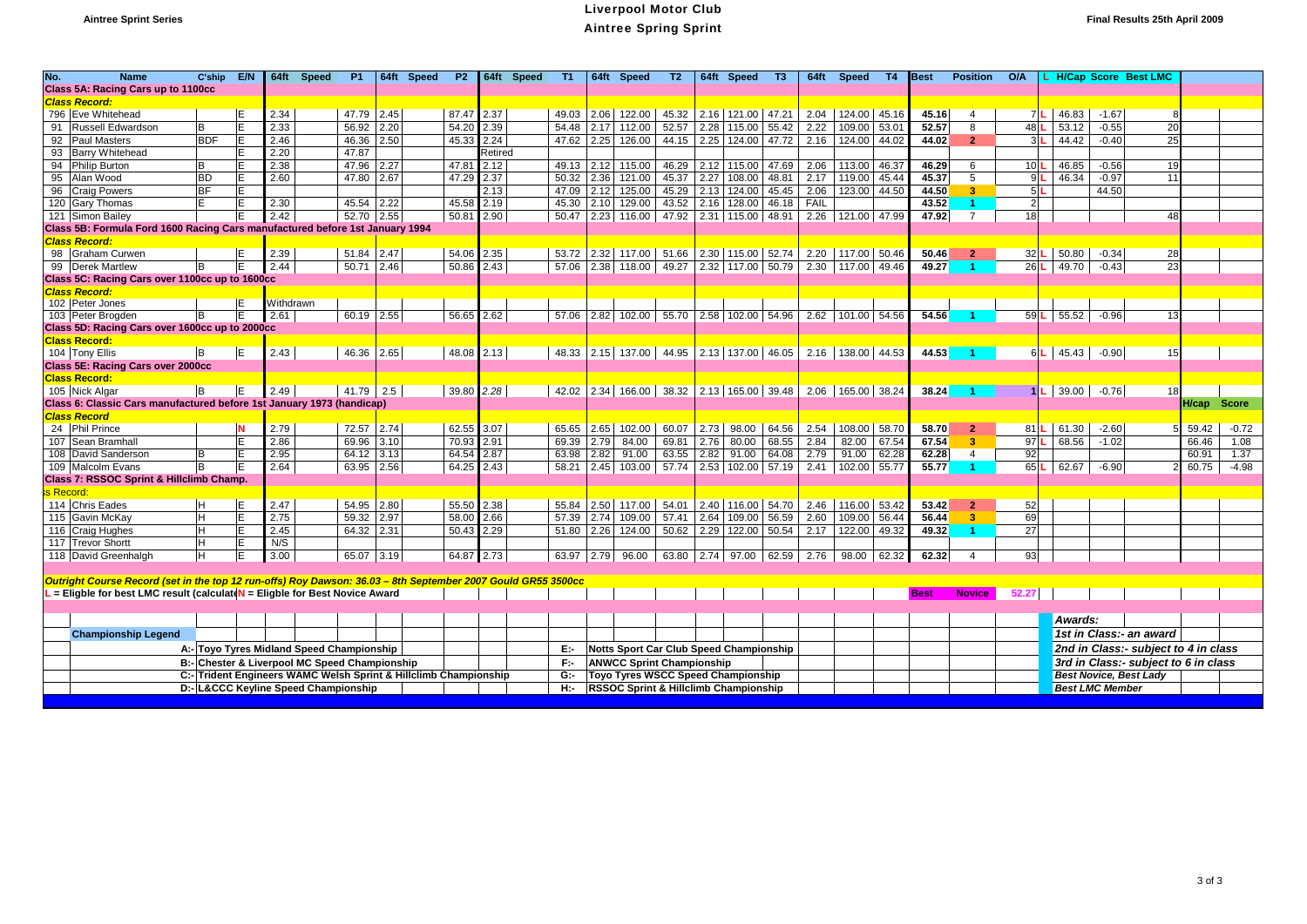# Liverpool Motor Club
## Aintree Spring Sprint

Aintree Sprint Series — Final Results 25th April 2009

| No. | Name | C'ship | E/N | 64ft | Speed | P1 | 64ft | Speed | P2 | 64ft | Speed | T1 | 64ft | Speed | T2 | 64ft | Speed | T3 | 64ft | Speed | T4 | Best | Position | O/A | L | H/Cap | Score | Best LMC | | |
|---|---|---|---|---|---|---|---|---|---|---|---|---|---|---|---|---|---|---|---|---|---|---|---|---|---|---|---|---|---|---|
| **Class 5A: Racing Cars up to 1100cc** | | | | | | | | | | | | | | | | | | | | | | | | | | | | | | |
| ***Class Record:*** | | | | | | | | | | | | | | | | | | | | | | | | | | | | | | |
| 796 | Eve Whitehead | | E | 2.34 | | 47.79 | 2.45 | | 87.47 | 2.37 | | 49.03 | 2.06 | 122.00 | 45.32 | 2.16 | 121.00 | 47.21 | 2.04 | 124.00 | 45.16 | 45.16 | 4 | 7 | L | 46.83 | -1.67 | 8 | | |
| 91 | Russell Edwardson | B | E | 2.33 | | 56.92 | 2.20 | | 54.20 | 2.39 | | 54.48 | 2.17 | 112.00 | 52.57 | 2.28 | 115.00 | 55.42 | 2.22 | 109.00 | 53.01 | 52.57 | 8 | 48 | L | 53.12 | -0.55 | 20 | | |
| 92 | Paul Masters | BDF | E | 2.46 | | 46.36 | 2.50 | | 45.33 | 2.24 | | 47.62 | 2.25 | 126.00 | 44.15 | 2.25 | 124.00 | 47.72 | 2.16 | 124.00 | 44.02 | 44.02 | 2 | 3 | L | 44.42 | -0.40 | 25 | | |
| 93 | Barry Whitehead | | E | 2.20 | | 47.87 | | | | Retired | | | | | | | | | | | | | | | | | | | | |
| 94 | Philip Burton | B | E | 2.38 | | 47.96 | 2.27 | | 47.81 | 2.12 | | 49.13 | 2.12 | 115.00 | 46.29 | 2.12 | 115.00 | 47.69 | 2.06 | 113.00 | 46.37 | 46.29 | 6 | 10 | L | 46.85 | -0.56 | 19 | | |
| 95 | Alan Wood | BD | E | 2.60 | | 47.80 | 2.67 | | 47.29 | 2.37 | | 50.32 | 2.36 | 121.00 | 45.37 | 2.27 | 108.00 | 48.81 | 2.17 | 119.00 | 45.44 | 45.37 | 5 | 9 | L | 46.34 | -0.97 | 11 | | |
| 96 | Craig Powers | BF | E | | | | | | | 2.13 | | 47.09 | 2.12 | 125.00 | 45.29 | 2.13 | 124.00 | 45.45 | 2.06 | 123.00 | 44.50 | 44.50 | 3 | 5 | L | | 44.50 | | | |
| 120 | Gary Thomas | E | E | 2.30 | | 45.54 | 2.22 | | 45.58 | 2.19 | | 45.30 | 2.10 | 129.00 | 43.52 | 2.16 | 128.00 | 46.18 | FAIL | | | 43.52 | 1 | 2 | | | | | | |
| 121 | Simon Bailey | | E | 2.42 | | 52.70 | 2.55 | | 50.81 | 2.90 | | 50.47 | 2.23 | 116.00 | 47.92 | 2.31 | 115.00 | 48.91 | 2.26 | 121.00 | 47.99 | 47.92 | 7 | 18 | | | | 48 | | |
| **Class 5B: Formula Ford 1600 Racing Cars manufactured before 1st January 1994** | | | | | | | | | | | | | | | | | | | | | | | | | | | | | | |
| ***Class Record:*** | | | | | | | | | | | | | | | | | | | | | | | | | | | | | | |
| 98 | Graham Curwen | | E | 2.39 | | 51.84 | 2.47 | | 54.06 | 2.35 | | 53.72 | 2.32 | 117.00 | 51.66 | 2.30 | 115.00 | 52.74 | 2.20 | 117.00 | 50.46 | 50.46 | 2 | 32 | L | 50.80 | -0.34 | 28 | | |
| 99 | Derek Martlew | B | E | 2.44 | | 50.71 | 2.46 | | 50.86 | 2.43 | | 57.06 | 2.38 | 118.00 | 49.27 | 2.32 | 117.00 | 50.79 | 2.30 | 117.00 | 49.46 | 49.27 | 1 | 26 | L | 49.70 | -0.43 | 23 | | |
| **Class 5C: Racing Cars over 1100cc up to 1600cc** | | | | | | | | | | | | | | | | | | | | | | | | | | | | | | |
| ***Class Record:*** | | | | | | | | | | | | | | | | | | | | | | | | | | | | | | |
| 102 | Peter Jones | | E | Withdrawn | | | | | | | | | | | | | | | | | | | | | | | | | | |
| 103 | Peter Brogden | B | E | 2.61 | | 60.19 | 2.55 | | 56.65 | 2.62 | | 57.06 | 2.82 | 102.00 | 55.70 | 2.58 | 102.00 | 54.96 | 2.62 | 101.00 | 54.56 | 54.56 | 1 | 59 | L | 55.52 | -0.96 | 13 | | |
| **Class 5D: Racing Cars over 1600cc up to 2000cc** | | | | | | | | | | | | | | | | | | | | | | | | | | | | | | |
| ***Class Record:*** | | | | | | | | | | | | | | | | | | | | | | | | | | | | | | |
| 104 | Tony Ellis | B | E | 2.43 | | 46.36 | 2.65 | | 48.08 | 2.13 | | 48.33 | 2.15 | 137.00 | 44.95 | 2.13 | 137.00 | 46.05 | 2.16 | 138.00 | 44.53 | 44.53 | 1 | 6 | L | 45.43 | -0.90 | 15 | | |
| **Class 5E: Racing Cars over 2000cc** | | | | | | | | | | | | | | | | | | | | | | | | | | | | | | |
| ***Class Record:*** | | | | | | | | | | | | | | | | | | | | | | | | | | | | | | |
| 105 | Nick Algar | B | E | 2.49 | | 41.79 | 2.5 | | 39.80 | 2.28 | | 42.02 | 2.34 | 166.00 | 38.32 | 2.13 | 165.00 | 39.48 | 2.06 | 165.00 | 38.24 | 38.24 | 1 | 1 | L | 39.00 | -0.76 | 18 | | |
| **Class 6: Classic Cars manufactured before 1st January 1973 (handicap)** | | | | | | | | | | | | | | | | | | | | | | | | | | | | | H/cap | Score |
| ***Class Record*** | | | | | | | | | | | | | | | | | | | | | | | | | | | | | | |
| 24 | Phil Prince | | N | 2.79 | | 72.57 | 2.74 | | 62.55 | 3.07 | | 65.65 | 2.65 | 102.00 | 60.07 | 2.73 | 98.00 | 64.56 | 2.54 | 108.00 | 58.70 | 58.70 | 2 | 81 | L | 61.30 | -2.60 | 5 | 59.42 | -0.72 |
| 107 | Sean Bramhall | | E | 2.86 | | 69.96 | 3.10 | | 70.93 | 2.91 | | 69.39 | 2.79 | 84.00 | 69.81 | 2.76 | 80.00 | 68.55 | 2.84 | 82.00 | 67.54 | 67.54 | 3 | 97 | L | 68.56 | -1.02 | | 66.46 | 1.08 |
| 108 | David Sanderson | B | E | 2.95 | | 64.12 | 3.13 | | 64.54 | 2.87 | | 63.98 | 2.82 | 91.00 | 63.55 | 2.82 | 91.00 | 64.08 | 2.79 | 91.00 | 62.28 | 62.28 | 4 | 92 | | | | | 60.91 | 1.37 |
| 109 | Malcolm Evans | B | E | 2.64 | | 63.95 | 2.56 | | 64.25 | 2.43 | | 58.21 | 2.45 | 103.00 | 57.74 | 2.53 | 102.00 | 57.19 | 2.41 | 102.00 | 55.77 | 55.77 | 1 | 65 | L | 62.67 | -6.90 | 2 | 60.75 | -4.98 |
| **Class 7: RSSOC Sprint & Hillclimb Champ.** | | | | | | | | | | | | | | | | | | | | | | | | | | | | | | |
| ***ss Record:*** | | | | | | | | | | | | | | | | | | | | | | | | | | | | | | |
| 114 | Chris Eades | H | E | 2.47 | | 54.95 | 2.80 | | 55.50 | 2.38 | | 55.84 | 2.50 | 117.00 | 54.01 | 2.40 | 116.00 | 54.70 | 2.46 | 116.00 | 53.42 | 53.42 | 2 | 52 | | | | | | |
| 115 | Gavin McKay | H | E | 2.75 | | 59.32 | 2.97 | | 58.00 | 2.66 | | 57.39 | 2.74 | 109.00 | 57.41 | 2.64 | 109.00 | 56.59 | 2.60 | 109.00 | 56.44 | 56.44 | 3 | 69 | | | | | | |
| 116 | Craig Hughes | H | E | 2.45 | | 64.32 | 2.31 | | 50.43 | 2.29 | | 51.80 | 2.26 | 124.00 | 50.62 | 2.29 | 122.00 | 50.54 | 2.17 | 122.00 | 49.32 | 49.32 | 1 | 27 | | | | | | |
| 117 | Trevor Shortt | H | E | N/S | | | | | | | | | | | | | | | | | | | | | | | | | | |
| 118 | David Greenhalgh | H | E | 3.00 | | 65.07 | 3.19 | | 64.87 | 2.73 | | 63.97 | 2.79 | 96.00 | 63.80 | 2.74 | 97.00 | 62.59 | 2.76 | 98.00 | 62.32 | 62.32 | 4 | 93 | | | | | | |

*Outright Course Record (set in the top 12 run-offs) Roy Dawson: 36.03 – 8th September 2007 Gould GR55 3500cc*

L = Eligble for best LMC result (calculate N = Eligble for Best Novice Award — Best Novice: 52.27

**Championship Legend**

- A:- Toyo Tyres Midland Speed Championship
- B:- Chester & Liverpool MC Speed Championship
- C:- Trident Engineers WAMC Welsh Sprint & Hillclimb Championship
- D:- L&CCC Keyline Speed Championship
- E:- Notts Sport Car Club Speed Championship
- F:- ANWCC Sprint Championship
- G:- Toyo Tyres WSCC Speed Championship
- H:- RSSOC Sprint & Hillclimb Championship

*Awards:*

- *1st in Class:- an award*
- *2nd in Class:- subject to 4 in class*
- *3rd in Class:- subject to 6 in class*
- *Best Novice, Best Lady*
- *Best LMC Member*